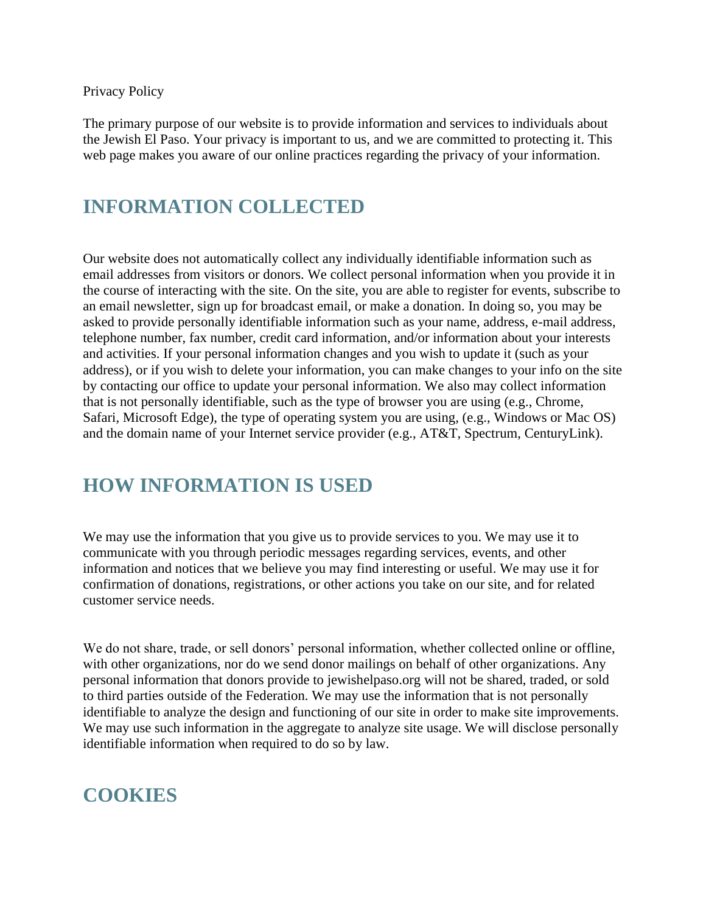Privacy Policy

The primary purpose of our website is to provide information and services to individuals about the Jewish El Paso. Your privacy is important to us, and we are committed to protecting it. This web page makes you aware of our online practices regarding the privacy of your information.

## INFORMATION COLLECTED

Our website does not automatically collect any individually identifiable information such as email addresses from visitors or donors. We collect personal information when you provide it in the course of interacting with the site. On the site, you are able to register for events, subscribe to an email newsletter, sign up for broadcast email, or make a donation. In doing so, you may be asked to provide personally identifiable information such as your name, address, e-mail address, telephone number, fax number, credit card information, and/or information about your interests and activities. If your personal information changes and you wish to update it (such as your address), or if you wish to delete your information, you can make changes to your info on the site by contacting our office to update your personal information. We also may collect information that is not personally identifiable, such as the type of browser you are using (e.g., Chrome, Safari, Microsoft Edge), the type of operating system you are using, (e.g., Windows or Mac OS) and the domain name of your Internet service provider (e.g., AT&T, Spectrum, CenturyLink).

## HOW INFORMATION IS USED

We may use the information that you give us to provide services to you. We may use it to communicate with you through periodic messages regarding services, events, and other information and notices that we believe you may find interesting or useful. We may use it for confirmation of donations, registrations, or other actions you take on our site, and for related customer service needs.

We do not share, trade, or sell donors' personal information, whether collected online or offline, with other organizations, nor do we send donor mailings on behalf of other organizations. Any personal information that donors provide to jewishelpaso.org will not be shared, traded, or sold to third parties outside of the Federation. We may use the information that is not personally identifiable to analyze the design and functioning of our site in order to make site improvements. We may use such information in the aggregate to analyze site usage. We will disclose personally identifiable information when required to do so by law.

## COOKIES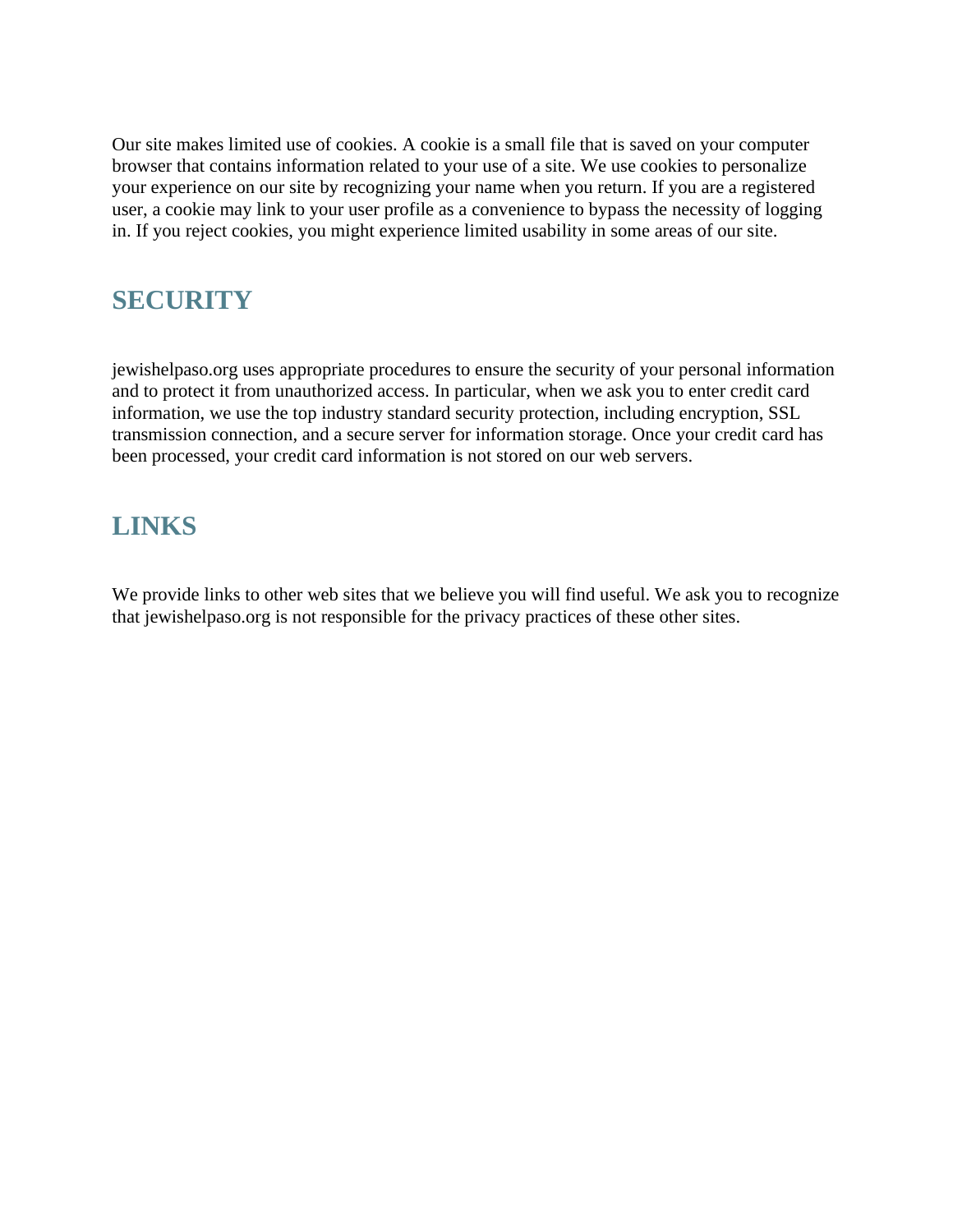Our site makes limited use of cookies. A cookie is a small file that is saved on your computer browser that contains information related to your use of a site. We use cookies to personalize your experience on our site by recognizing your name when you return. If you are a registered user, a cookie may link to your user profile as a convenience to bypass the necessity of logging in. If you reject cookies, you might experience limited usability in some areas of our site.

## SECURITY

jewishelpaso.org uses appropriate procedures to ensure the security of your personal information and to protect it from unauthorized access. In particular, when we ask you to enter credit card information, we use the top industry standard security protection, including encryption, SSL transmission connection, and a secure server for information storage. Once your credit card has been processed, your credit card information is not stored on our web servers.

## LINKS

We provide links to other web sites that we believe you will find useful. We ask you to recognize that jewishelpaso.org is not responsible for the privacy practices of these other sites.